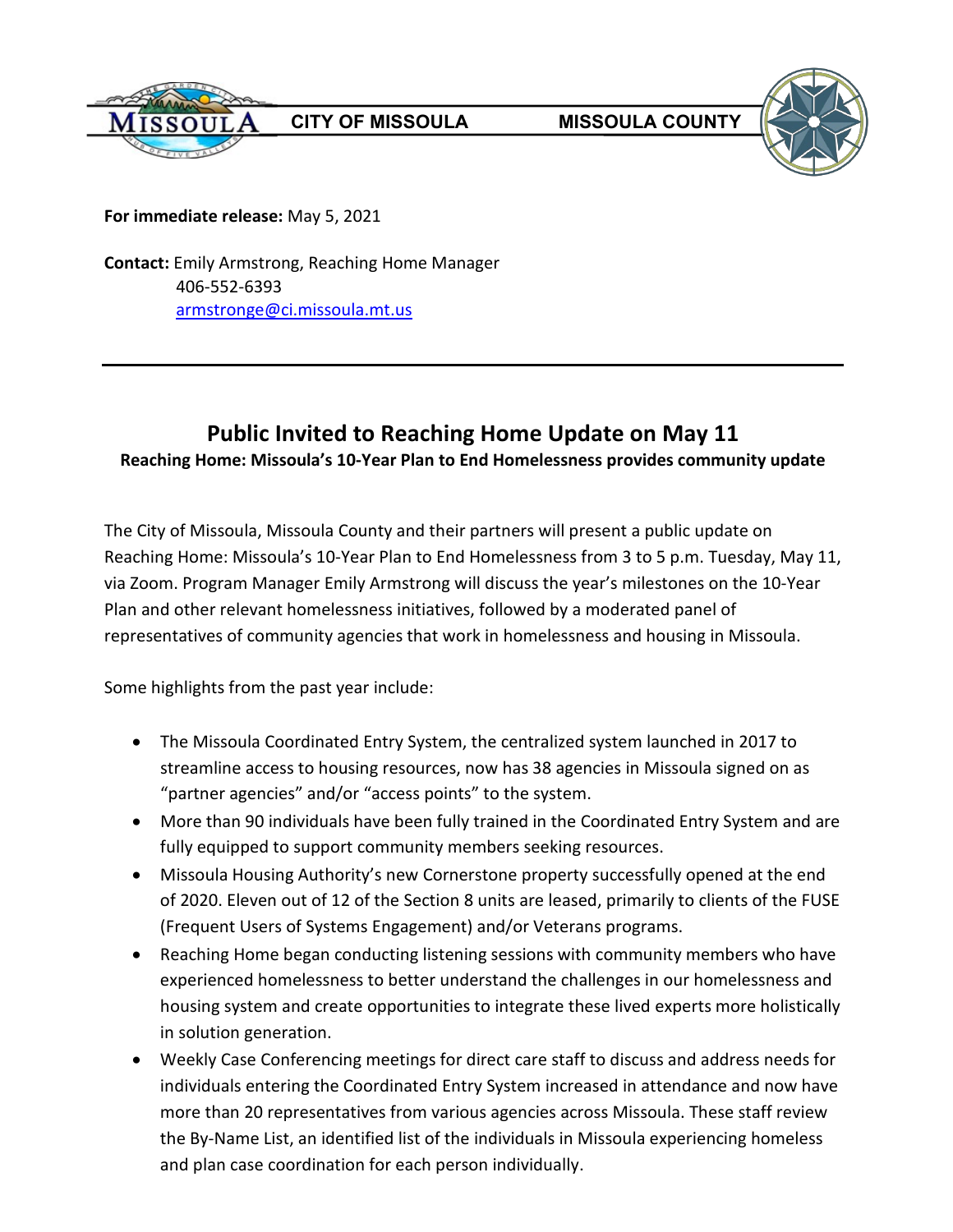CITY OF MISSOULA MISSOULA COUNTY

**For immediate release:** May 5, 2021

**Contact:** Emily Armstrong, Reaching Home Manager
406-552-6393
armstronge@ci.missoula.mt.us

---

# Public Invited to Reaching Home Update on May 11

**Reaching Home: Missoula's 10-Year Plan to End Homelessness provides community update**

The City of Missoula, Missoula County and their partners will present a public update on Reaching Home: Missoula's 10-Year Plan to End Homelessness from 3 to 5 p.m. Tuesday, May 11, via Zoom. Program Manager Emily Armstrong will discuss the year's milestones on the 10-Year Plan and other relevant homelessness initiatives, followed by a moderated panel of representatives of community agencies that work in homelessness and housing in Missoula.

Some highlights from the past year include:

- The Missoula Coordinated Entry System, the centralized system launched in 2017 to streamline access to housing resources, now has 38 agencies in Missoula signed on as "partner agencies" and/or "access points" to the system.
- More than 90 individuals have been fully trained in the Coordinated Entry System and are fully equipped to support community members seeking resources.
- Missoula Housing Authority's new Cornerstone property successfully opened at the end of 2020. Eleven out of 12 of the Section 8 units are leased, primarily to clients of the FUSE (Frequent Users of Systems Engagement) and/or Veterans programs.
- Reaching Home began conducting listening sessions with community members who have experienced homelessness to better understand the challenges in our homelessness and housing system and create opportunities to integrate these lived experts more holistically in solution generation.
- Weekly Case Conferencing meetings for direct care staff to discuss and address needs for individuals entering the Coordinated Entry System increased in attendance and now have more than 20 representatives from various agencies across Missoula. These staff review the By-Name List, an identified list of the individuals in Missoula experiencing homeless and plan case coordination for each person individually.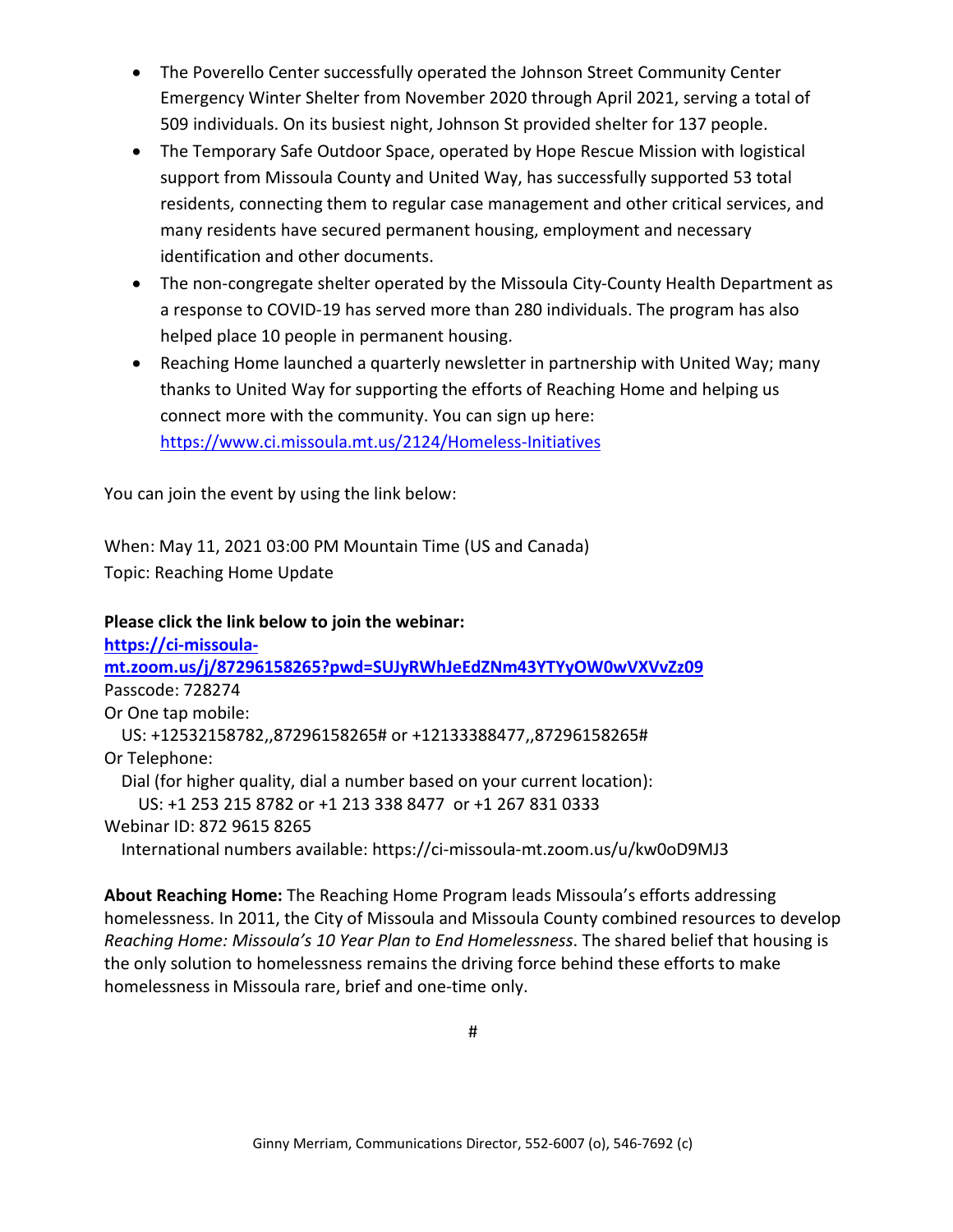- The Poverello Center successfully operated the Johnson Street Community Center Emergency Winter Shelter from November 2020 through April 2021, serving a total of 509 individuals. On its busiest night, Johnson St provided shelter for 137 people.
- The Temporary Safe Outdoor Space, operated by Hope Rescue Mission with logistical support from Missoula County and United Way, has successfully supported 53 total residents, connecting them to regular case management and other critical services, and many residents have secured permanent housing, employment and necessary identification and other documents.
- The non-congregate shelter operated by the Missoula City-County Health Department as a response to COVID-19 has served more than 280 individuals. The program has also helped place 10 people in permanent housing.
- Reaching Home launched a quarterly newsletter in partnership with United Way; many thanks to United Way for supporting the efforts of Reaching Home and helping us connect more with the community. You can sign up here: https://www.ci.missoula.mt.us/2124/Homeless-Initiatives

You can join the event by using the link below:

When: May 11, 2021 03:00 PM Mountain Time (US and Canada)
Topic: Reaching Home Update

**Please click the link below to join the webinar:**
**https://ci-missoula-mt.zoom.us/j/87296158265?pwd=SUJyRWhJeEdZNm43YTYyOW0wVXVvZz09**
Passcode: 728274
Or One tap mobile:
US: +12532158782,,87296158265# or +12133388477,,87296158265#
Or Telephone:
Dial (for higher quality, dial a number based on your current location):
US: +1 253 215 8782 or +1 213 338 8477 or +1 267 831 0333
Webinar ID: 872 9615 8265
International numbers available: https://ci-missoula-mt.zoom.us/u/kw0oD9MJ3

**About Reaching Home:** The Reaching Home Program leads Missoula's efforts addressing homelessness. In 2011, the City of Missoula and Missoula County combined resources to develop *Reaching Home: Missoula's 10 Year Plan to End Homelessness*. The shared belief that housing is the only solution to homelessness remains the driving force behind these efforts to make homelessness in Missoula rare, brief and one-time only.

#

Ginny Merriam, Communications Director, 552-6007 (o), 546-7692 (c)